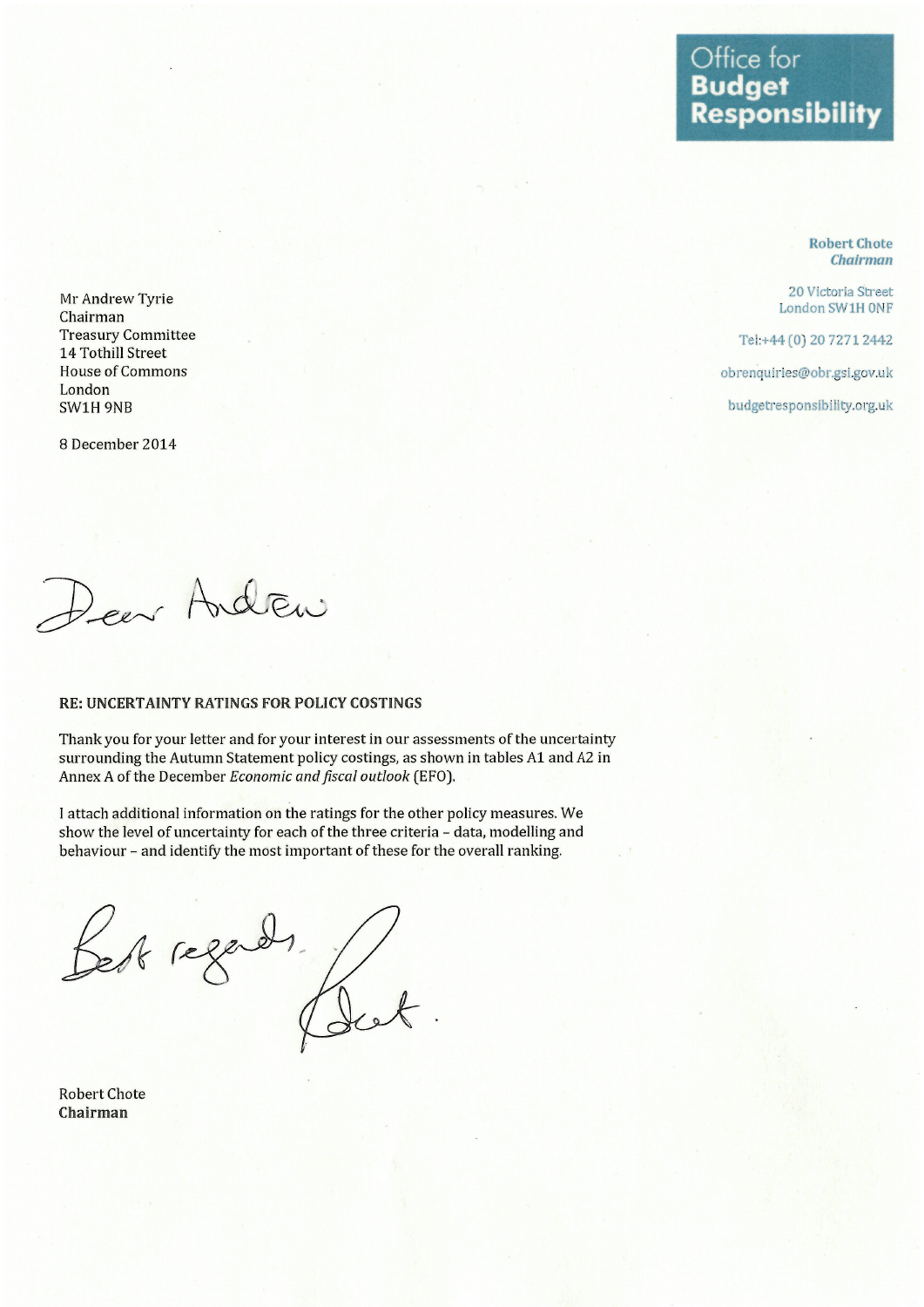Office for **Budget Responsibility**

**Robert Chote**
*Chairman*

20 Victoria Street
London SW1H 0NF

Tel:+44 (0) 20 7271 2442

obrenquiries@obr.gsi.gov.uk

budgetresponsibility.org.uk

Mr Andrew Tyrie
Chairman
Treasury Committee
14 Tothill Street
House of Commons
London
SW1H 9NB

8 December 2014

Dear Andrew

**RE: UNCERTAINTY RATINGS FOR POLICY COSTINGS**

Thank you for your letter and for your interest in our assessments of the uncertainty surrounding the Autumn Statement policy costings, as shown in tables A1 and A2 in Annex A of the December *Economic and fiscal outlook* (EFO).

I attach additional information on the ratings for the other policy measures. We show the level of uncertainty for each of the three criteria – data, modelling and behaviour – and identify the most important of these for the overall ranking.

Best regards,

Robert.

Robert Chote
**Chairman**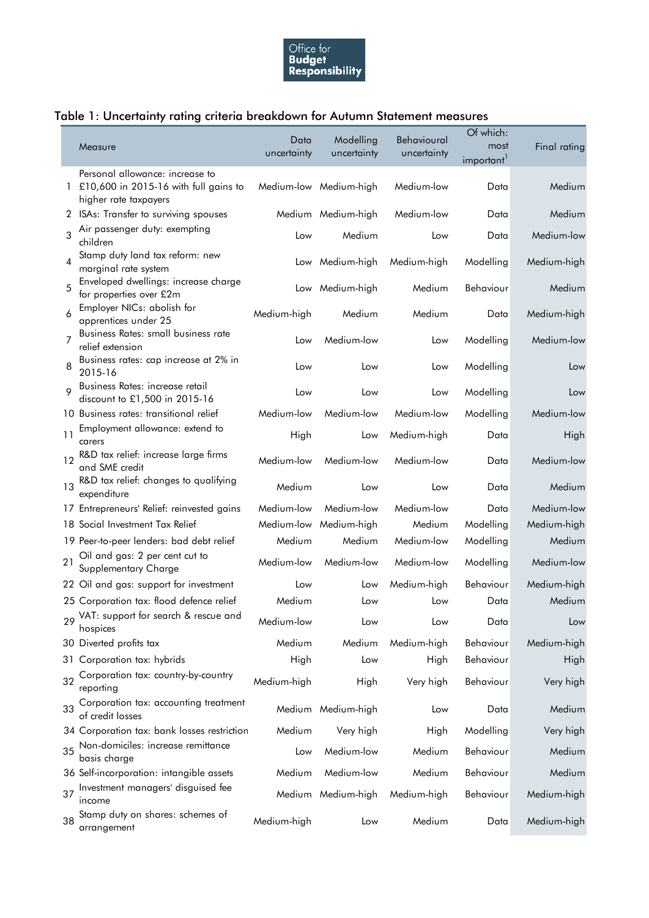Office for Budget Responsibility

## Table 1: Uncertainty rating criteria breakdown for Autumn Statement measures

| | Measure | Data uncertainty | Modelling uncertainty | Behavioural uncertainty | Of which: most important[1] | Final rating |
|---|---|---|---|---|---|---|
| 1 | Personal allowance: increase to £10,600 in 2015-16 with full gains to higher rate taxpayers | Medium-low | Medium-high | Medium-low | Data | Medium |
| 2 | ISAs: Transfer to surviving spouses | Medium | Medium-high | Medium-low | Data | Medium |
| 3 | Air passenger duty: exempting children | Low | Medium | Low | Data | Medium-low |
| 4 | Stamp duty land tax reform: new marginal rate system | Low | Medium-high | Medium-high | Modelling | Medium-high |
| 5 | Enveloped dwellings: increase charge for properties over £2m | Low | Medium-high | Medium | Behaviour | Medium |
| 6 | Employer NICs: abolish for apprentices under 25 | Medium-high | Medium | Medium | Data | Medium-high |
| 7 | Business Rates: small business rate relief extension | Low | Medium-low | Low | Modelling | Medium-low |
| 8 | Business rates: cap increase at 2% in 2015-16 | Low | Low | Low | Modelling | Low |
| 9 | Business Rates: increase retail discount to £1,500 in 2015-16 | Low | Low | Low | Modelling | Low |
| 10 | Business rates: transitional relief | Medium-low | Medium-low | Medium-low | Modelling | Medium-low |
| 11 | Employment allowance: extend to carers | High | Low | Medium-high | Data | High |
| 12 | R&D tax relief: increase large firms and SME credit | Medium-low | Medium-low | Medium-low | Data | Medium-low |
| 13 | R&D tax relief: changes to qualifying expenditure | Medium | Low | Low | Data | Medium |
| 17 | Entrepreneurs' Relief: reinvested gains | Medium-low | Medium-low | Medium-low | Data | Medium-low |
| 18 | Social Investment Tax Relief | Medium-low | Medium-high | Medium | Modelling | Medium-high |
| 19 | Peer-to-peer lenders: bad debt relief | Medium | Medium | Medium-low | Modelling | Medium |
| 21 | Oil and gas: 2 per cent cut to Supplementary Charge | Medium-low | Medium-low | Medium-low | Modelling | Medium-low |
| 22 | Oil and gas: support for investment | Low | Low | Medium-high | Behaviour | Medium-high |
| 25 | Corporation tax: flood defence relief | Medium | Low | Low | Data | Medium |
| 29 | VAT: support for search & rescue and hospices | Medium-low | Low | Low | Data | Low |
| 30 | Diverted profits tax | Medium | Medium | Medium-high | Behaviour | Medium-high |
| 31 | Corporation tax: hybrids | High | Low | High | Behaviour | High |
| 32 | Corporation tax: country-by-country reporting | Medium-high | High | Very high | Behaviour | Very high |
| 33 | Corporation tax: accounting treatment of credit losses | Medium | Medium-high | Low | Data | Medium |
| 34 | Corporation tax: bank losses restriction | Medium | Very high | High | Modelling | Very high |
| 35 | Non-domiciles: increase remittance basis charge | Low | Medium-low | Medium | Behaviour | Medium |
| 36 | Self-incorporation: intangible assets | Medium | Medium-low | Medium | Behaviour | Medium |
| 37 | Investment managers' disguised fee income | Medium | Medium-high | Medium-high | Behaviour | Medium-high |
| 38 | Stamp duty on shares: schemes of arrangement | Medium-high | Low | Medium | Data | Medium-high |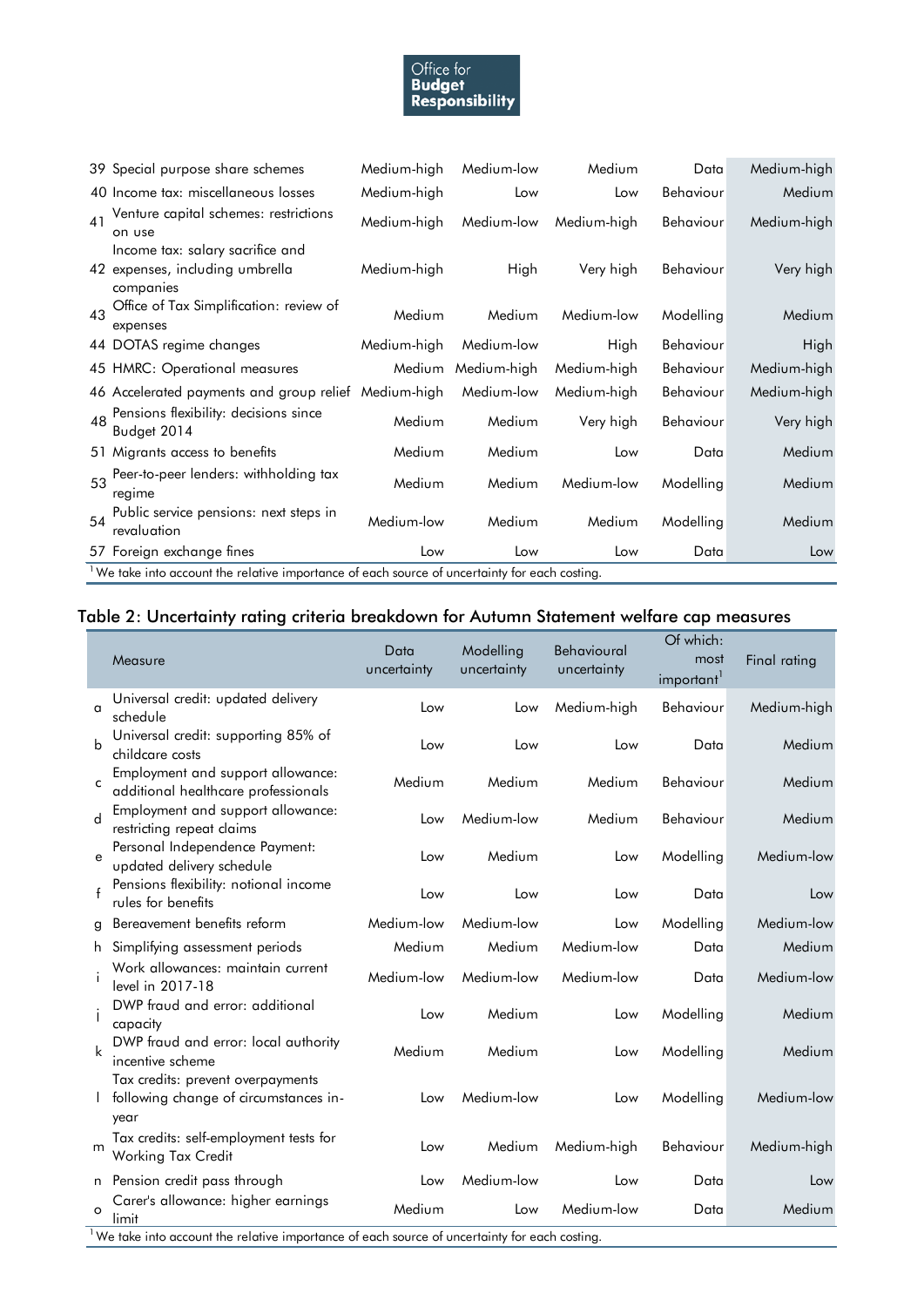| | | | | | | |
|---|---|---|---|---|---|---|
| 39 | Special purpose share schemes | Medium-high | Medium-low | Medium | Data | Medium-high |
| 40 | Income tax: miscellaneous losses | Medium-high | Low | Low | Behaviour | Medium |
| 41 | Venture capital schemes: restrictions on use | Medium-high | Medium-low | Medium-high | Behaviour | Medium-high |
| 42 | Income tax: salary sacrifice and expenses, including umbrella companies | Medium-high | High | Very high | Behaviour | Very high |
| 43 | Office of Tax Simplification: review of expenses | Medium | Medium | Medium-low | Modelling | Medium |
| 44 | DOTAS regime changes | Medium-high | Medium-low | High | Behaviour | High |
| 45 | HMRC: Operational measures | Medium | Medium-high | Medium-high | Behaviour | Medium-high |
| 46 | Accelerated payments and group relief | Medium-high | Medium-low | Medium-high | Behaviour | Medium-high |
| 48 | Pensions flexibility: decisions since Budget 2014 | Medium | Medium | Very high | Behaviour | Very high |
| 51 | Migrants access to benefits | Medium | Medium | Low | Data | Medium |
| 53 | Peer-to-peer lenders: withholding tax regime | Medium | Medium | Medium-low | Modelling | Medium |
| 54 | Public service pensions: next steps in revaluation | Medium-low | Medium | Medium | Modelling | Medium |
| 57 | Foreign exchange fines | Low | Low | Low | Data | Low |

[1] We take into account the relative importance of each source of uncertainty for each costing.

## Table 2: Uncertainty rating criteria breakdown for Autumn Statement welfare cap measures

| | Measure | Data uncertainty | Modelling uncertainty | Behavioural uncertainty | Of which: most important[1] | Final rating |
|---|---|---|---|---|---|---|
| a | Universal credit: updated delivery schedule | Low | Low | Medium-high | Behaviour | Medium-high |
| b | Universal credit: supporting 85% of childcare costs | Low | Low | Low | Data | Medium |
| c | Employment and support allowance: additional healthcare professionals | Medium | Medium | Medium | Behaviour | Medium |
| d | Employment and support allowance: restricting repeat claims | Low | Medium-low | Medium | Behaviour | Medium |
| e | Personal Independence Payment: updated delivery schedule | Low | Medium | Low | Modelling | Medium-low |
| f | Pensions flexibility: notional income rules for benefits | Low | Low | Low | Data | Low |
| g | Bereavement benefits reform | Medium-low | Medium-low | Low | Modelling | Medium-low |
| h | Simplifying assessment periods | Medium | Medium | Medium-low | Data | Medium |
| i | Work allowances: maintain current level in 2017-18 | Medium-low | Medium-low | Medium-low | Data | Medium-low |
| j | DWP fraud and error: additional capacity | Low | Medium | Low | Modelling | Medium |
| k | DWP fraud and error: local authority incentive scheme | Medium | Medium | Low | Modelling | Medium |
| l | Tax credits: prevent overpayments following change of circumstances in-year | Low | Medium-low | Low | Modelling | Medium-low |
| m | Tax credits: self-employment tests for Working Tax Credit | Low | Medium | Medium-high | Behaviour | Medium-high |
| n | Pension credit pass through | Low | Medium-low | Low | Data | Low |
| o | Carer's allowance: higher earnings limit | Medium | Low | Medium-low | Data | Medium |

[1] We take into account the relative importance of each source of uncertainty for each costing.